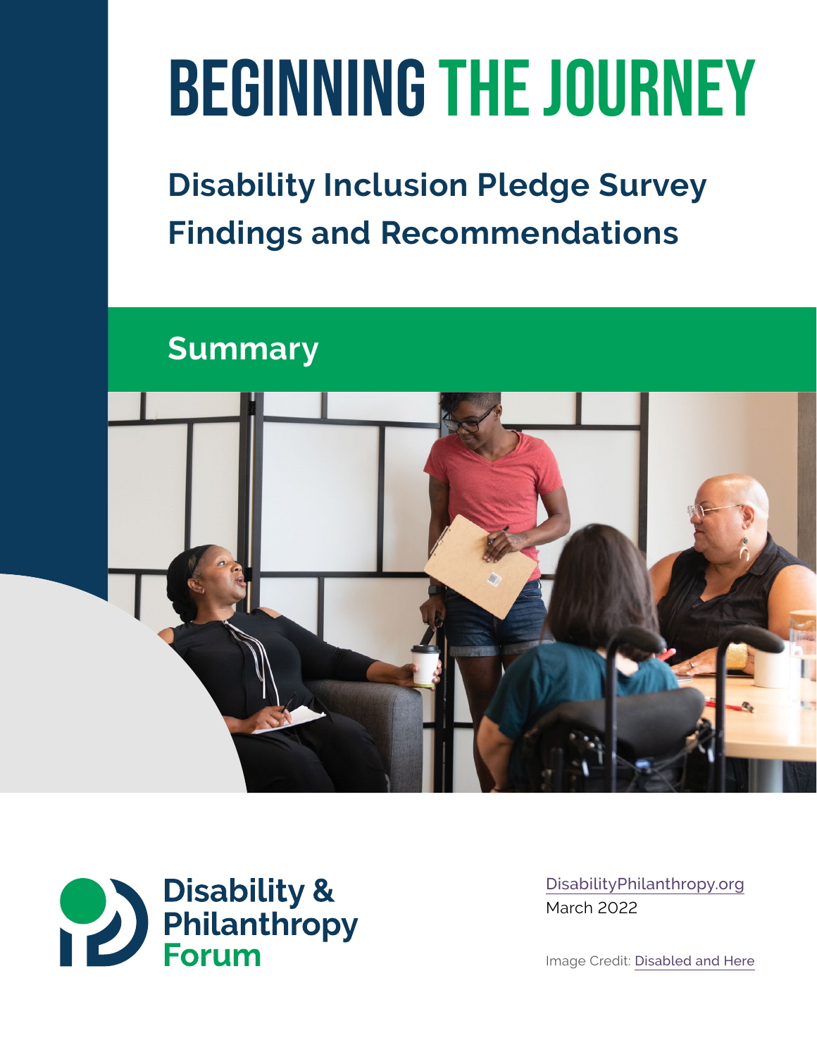# BEGINNING THE JOURNEY

## Disability Inclusion Pledge Survey Findings and Recommendations

### Summary

Disability & Philanthropy Forum

DisabilityPhilanthropy.org

March 2022

Image Credit: Disabled and Here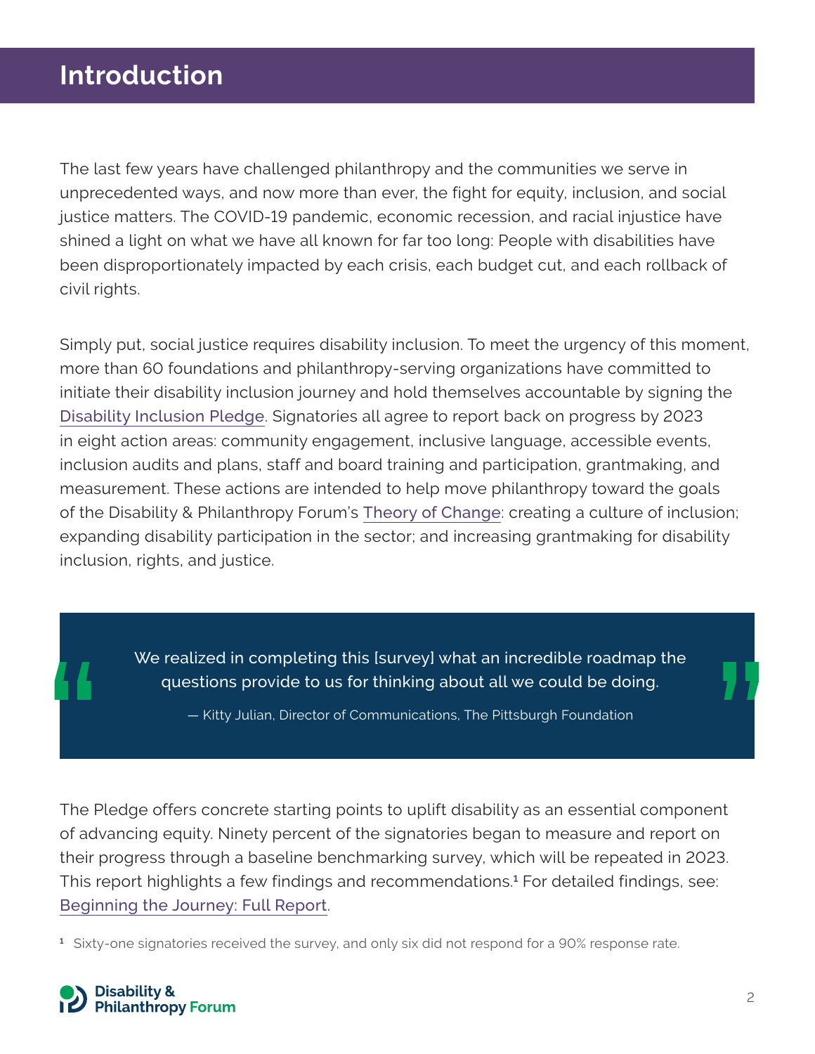# Introduction

The last few years have challenged philanthropy and the communities we serve in unprecedented ways, and now more than ever, the fight for equity, inclusion, and social justice matters. The COVID-19 pandemic, economic recession, and racial injustice have shined a light on what we have all known for far too long: People with disabilities have been disproportionately impacted by each crisis, each budget cut, and each rollback of civil rights.

Simply put, social justice requires disability inclusion. To meet the urgency of this moment, more than 60 foundations and philanthropy-serving organizations have committed to initiate their disability inclusion journey and hold themselves accountable by signing the Disability Inclusion Pledge. Signatories all agree to report back on progress by 2023 in eight action areas: community engagement, inclusive language, accessible events, inclusion audits and plans, staff and board training and participation, grantmaking, and measurement. These actions are intended to help move philanthropy toward the goals of the Disability & Philanthropy Forum's Theory of Change: creating a culture of inclusion; expanding disability participation in the sector; and increasing grantmaking for disability inclusion, rights, and justice.

> We realized in completing this [survey] what an incredible roadmap the questions provide to us for thinking about all we could be doing.
>
> — Kitty Julian, Director of Communications, The Pittsburgh Foundation

The Pledge offers concrete starting points to uplift disability as an essential component of advancing equity. Ninety percent of the signatories began to measure and report on their progress through a baseline benchmarking survey, which will be repeated in 2023. This report highlights a few findings and recommendations.[1] For detailed findings, see: Beginning the Journey: Full Report.

[1] Sixty-one signatories received the survey, and only six did not respond for a 90% response rate.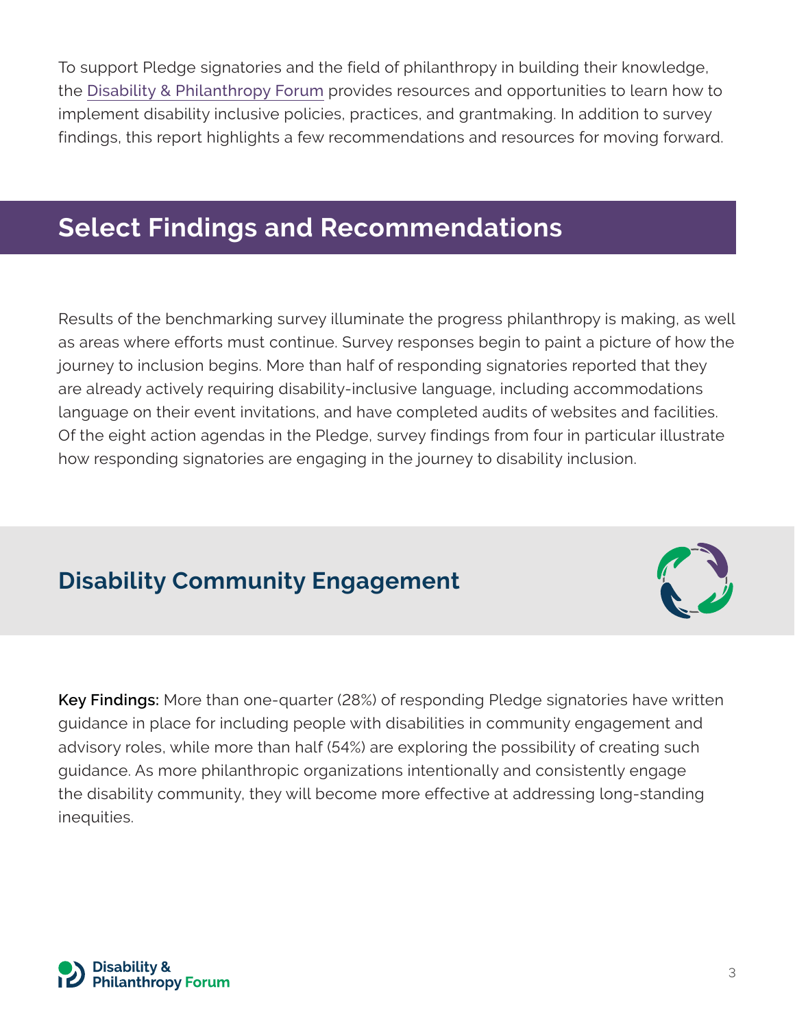To support Pledge signatories and the field of philanthropy in building their knowledge, the Disability & Philanthropy Forum provides resources and opportunities to learn how to implement disability inclusive policies, practices, and grantmaking. In addition to survey findings, this report highlights a few recommendations and resources for moving forward.

## Select Findings and Recommendations

Results of the benchmarking survey illuminate the progress philanthropy is making, as well as areas where efforts must continue. Survey responses begin to paint a picture of how the journey to inclusion begins. More than half of responding signatories reported that they are already actively requiring disability-inclusive language, including accommodations language on their event invitations, and have completed audits of websites and facilities. Of the eight action agendas in the Pledge, survey findings from four in particular illustrate how responding signatories are engaging in the journey to disability inclusion.

### Disability Community Engagement

**Key Findings:** More than one-quarter (28%) of responding Pledge signatories have written guidance in place for including people with disabilities in community engagement and advisory roles, while more than half (54%) are exploring the possibility of creating such guidance. As more philanthropic organizations intentionally and consistently engage the disability community, they will become more effective at addressing long-standing inequities.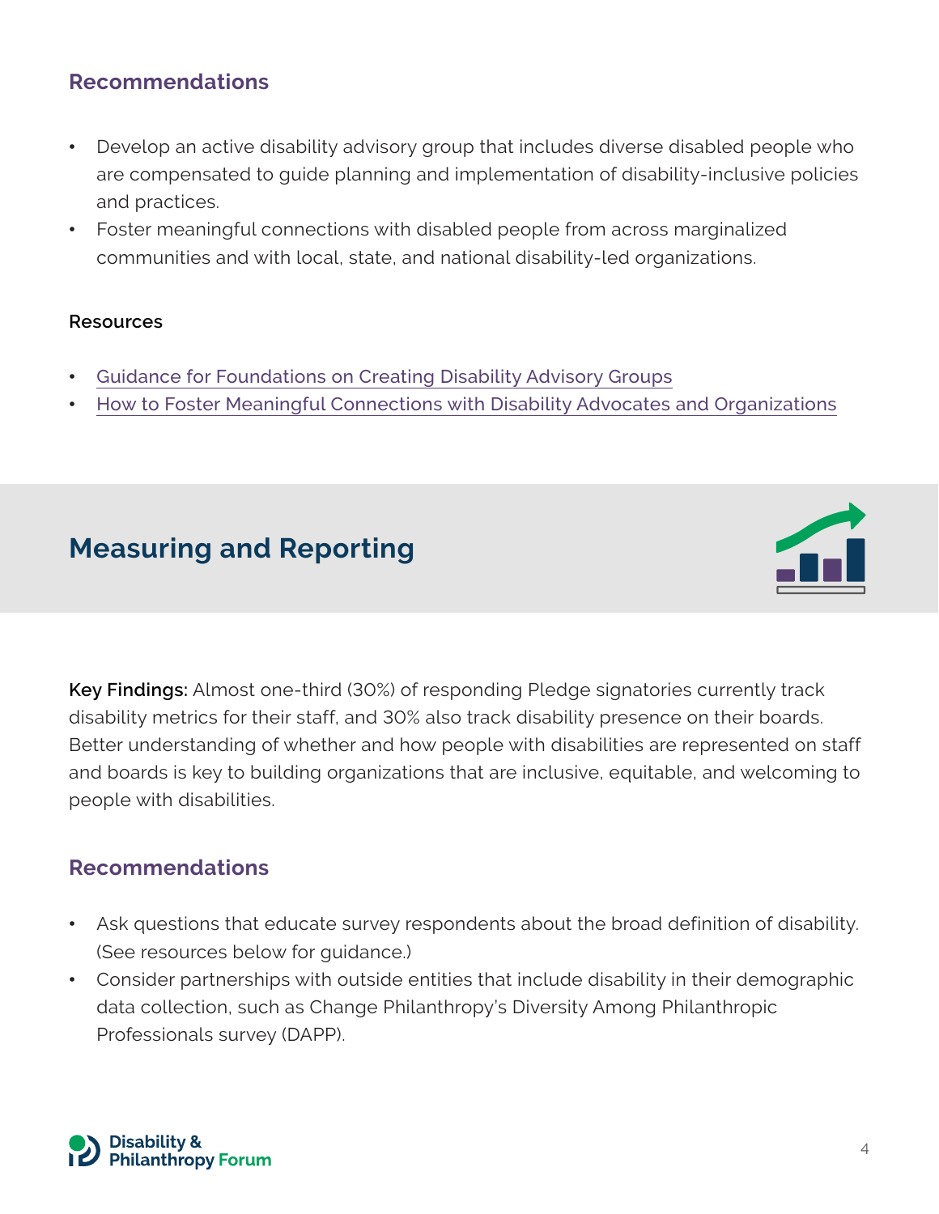### Recommendations

- Develop an active disability advisory group that includes diverse disabled people who are compensated to guide planning and implementation of disability-inclusive policies and practices.
- Foster meaningful connections with disabled people from across marginalized communities and with local, state, and national disability-led organizations.

#### Resources

- Guidance for Foundations on Creating Disability Advisory Groups
- How to Foster Meaningful Connections with Disability Advocates and Organizations

## Measuring and Reporting

**Key Findings:** Almost one-third (30%) of responding Pledge signatories currently track disability metrics for their staff, and 30% also track disability presence on their boards. Better understanding of whether and how people with disabilities are represented on staff and boards is key to building organizations that are inclusive, equitable, and welcoming to people with disabilities.

### Recommendations

- Ask questions that educate survey respondents about the broad definition of disability. (See resources below for guidance.)
- Consider partnerships with outside entities that include disability in their demographic data collection, such as Change Philanthropy's Diversity Among Philanthropic Professionals survey (DAPP).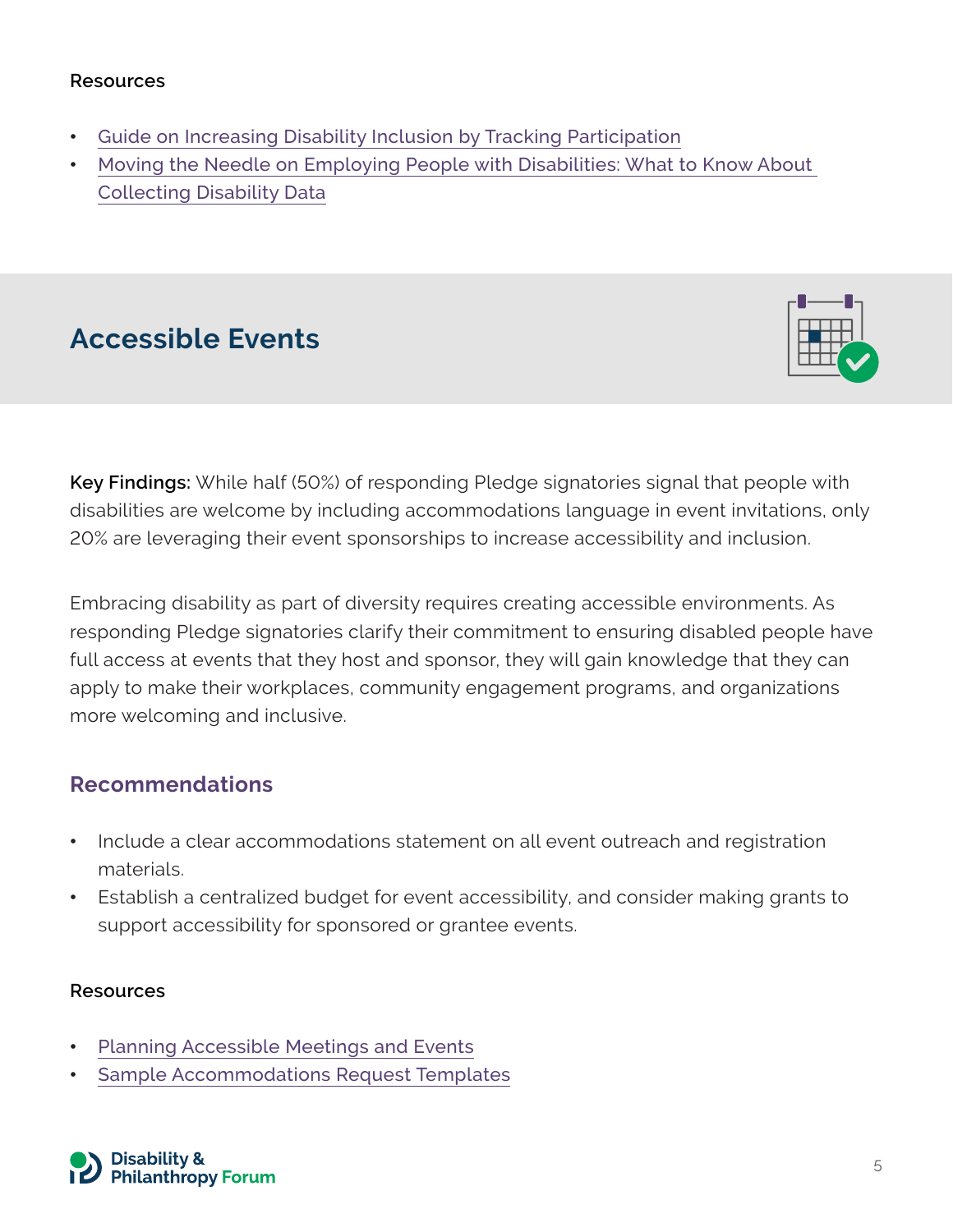### Resources

- Guide on Increasing Disability Inclusion by Tracking Participation
- Moving the Needle on Employing People with Disabilities: What to Know About Collecting Disability Data

## Accessible Events

**Key Findings:** While half (50%) of responding Pledge signatories signal that people with disabilities are welcome by including accommodations language in event invitations, only 20% are leveraging their event sponsorships to increase accessibility and inclusion.

Embracing disability as part of diversity requires creating accessible environments. As responding Pledge signatories clarify their commitment to ensuring disabled people have full access at events that they host and sponsor, they will gain knowledge that they can apply to make their workplaces, community engagement programs, and organizations more welcoming and inclusive.

### Recommendations

- Include a clear accommodations statement on all event outreach and registration materials.
- Establish a centralized budget for event accessibility, and consider making grants to support accessibility for sponsored or grantee events.

### Resources

- Planning Accessible Meetings and Events
- Sample Accommodations Request Templates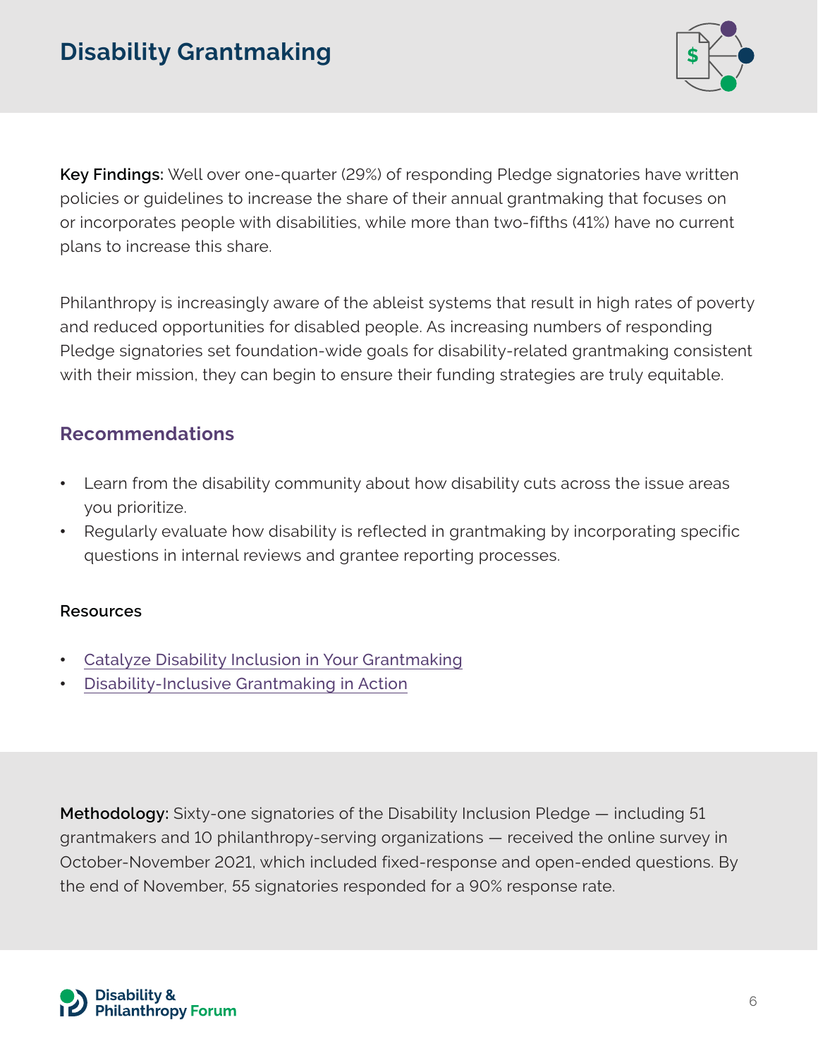# Disability Grantmaking

**Key Findings:** Well over one-quarter (29%) of responding Pledge signatories have written policies or guidelines to increase the share of their annual grantmaking that focuses on or incorporates people with disabilities, while more than two-fifths (41%) have no current plans to increase this share.

Philanthropy is increasingly aware of the ableist systems that result in high rates of poverty and reduced opportunities for disabled people. As increasing numbers of responding Pledge signatories set foundation-wide goals for disability-related grantmaking consistent with their mission, they can begin to ensure their funding strategies are truly equitable.

## Recommendations

- Learn from the disability community about how disability cuts across the issue areas you prioritize.
- Regularly evaluate how disability is reflected in grantmaking by incorporating specific questions in internal reviews and grantee reporting processes.

#### Resources

- Catalyze Disability Inclusion in Your Grantmaking
- Disability-Inclusive Grantmaking in Action

**Methodology:** Sixty-one signatories of the Disability Inclusion Pledge — including 51 grantmakers and 10 philanthropy-serving organizations — received the online survey in October-November 2021, which included fixed-response and open-ended questions. By the end of November, 55 signatories responded for a 90% response rate.

Disability & Philanthropy Forum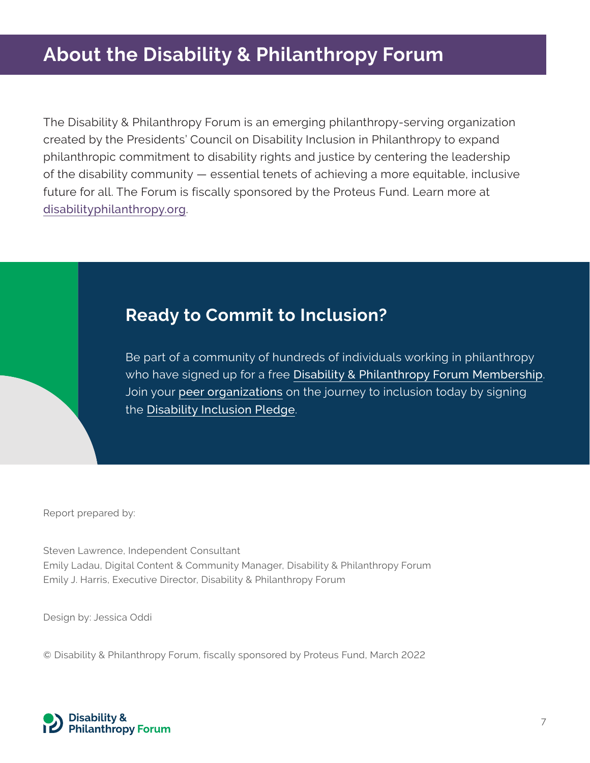## About the Disability & Philanthropy Forum

The Disability & Philanthropy Forum is an emerging philanthropy-serving organization created by the Presidents' Council on Disability Inclusion in Philanthropy to expand philanthropic commitment to disability rights and justice by centering the leadership of the disability community — essential tenets of achieving a more equitable, inclusive future for all. The Forum is fiscally sponsored by the Proteus Fund. Learn more at disabilityphilanthropy.org.

### Ready to Commit to Inclusion?

Be part of a community of hundreds of individuals working in philanthropy who have signed up for a free Disability & Philanthropy Forum Membership. Join your peer organizations on the journey to inclusion today by signing the Disability Inclusion Pledge.

Report prepared by:

Steven Lawrence, Independent Consultant
Emily Ladau, Digital Content & Community Manager, Disability & Philanthropy Forum
Emily J. Harris, Executive Director, Disability & Philanthropy Forum

Design by: Jessica Oddi

© Disability & Philanthropy Forum, fiscally sponsored by Proteus Fund, March 2022

Disability & Philanthropy Forum